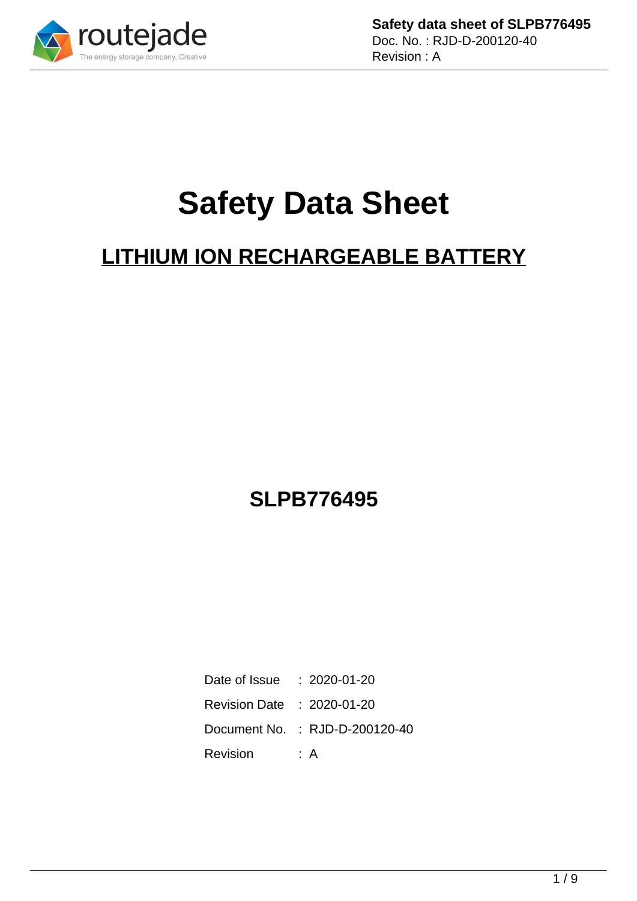# Safety Data Sheet

## LITHIUM ION RECHARGEABLE BATTERY

## SLPB776495

| | |
|---|---|
| Date of Issue | : 2020-01-20 |
| Revision Date | : 2020-01-20 |
| Document No. | : RJD-D-200120-40 |
| Revision | : A |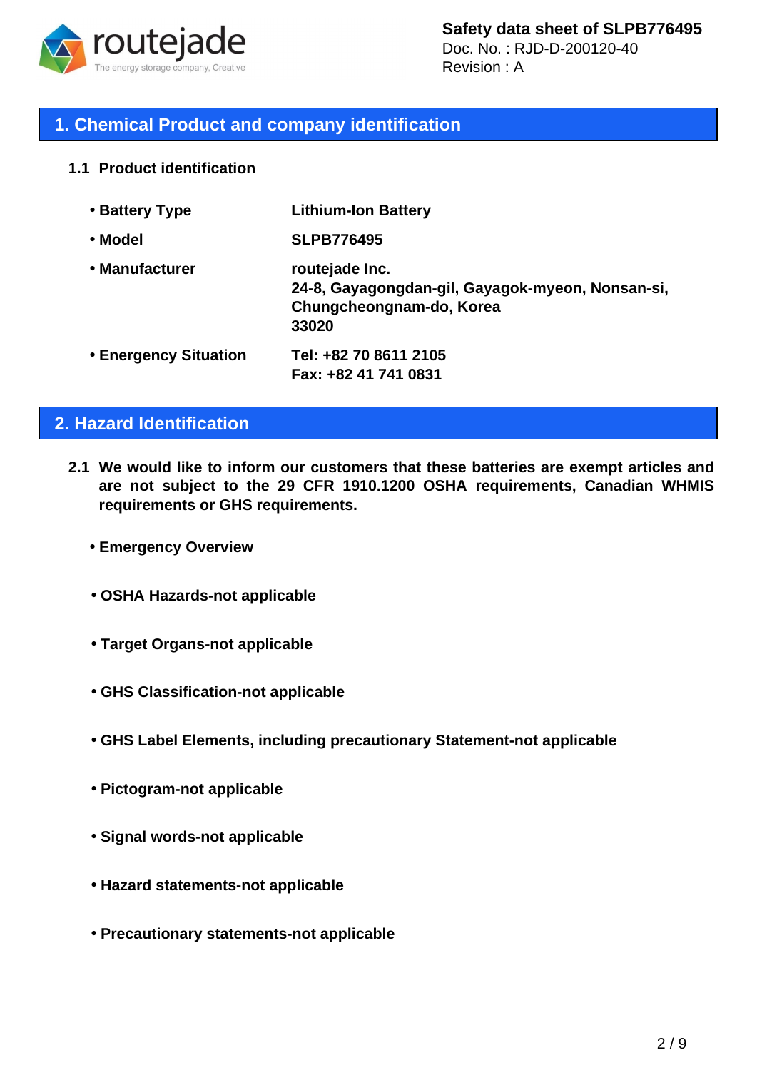## 1. Chemical Product and company identification

### 1.1 Product identification

| | |
|---|---|
| **• Battery Type** | **Lithium-Ion Battery** |
| **• Model** | **SLPB776495** |
| **• Manufacturer** | **routejade Inc.**<br>**24-8, Gayagongdan-gil, Gayagok-myeon, Nonsan-si, Chungcheongnam-do, Korea**<br>**33020** |
| **• Energency Situation** | **Tel: +82 70 8611 2105**<br>**Fax: +82 41 741 0831** |

## 2. Hazard Identification

**2.1 We would like to inform our customers that these batteries are exempt articles and are not subject to the 29 CFR 1910.1200 OSHA requirements, Canadian WHMIS requirements or GHS requirements.**

- **Emergency Overview**
- **OSHA Hazards-not applicable**
- **Target Organs-not applicable**
- **GHS Classification-not applicable**
- **GHS Label Elements, including precautionary Statement-not applicable**
- **Pictogram-not applicable**
- **Signal words-not applicable**
- **Hazard statements-not applicable**
- **Precautionary statements-not applicable**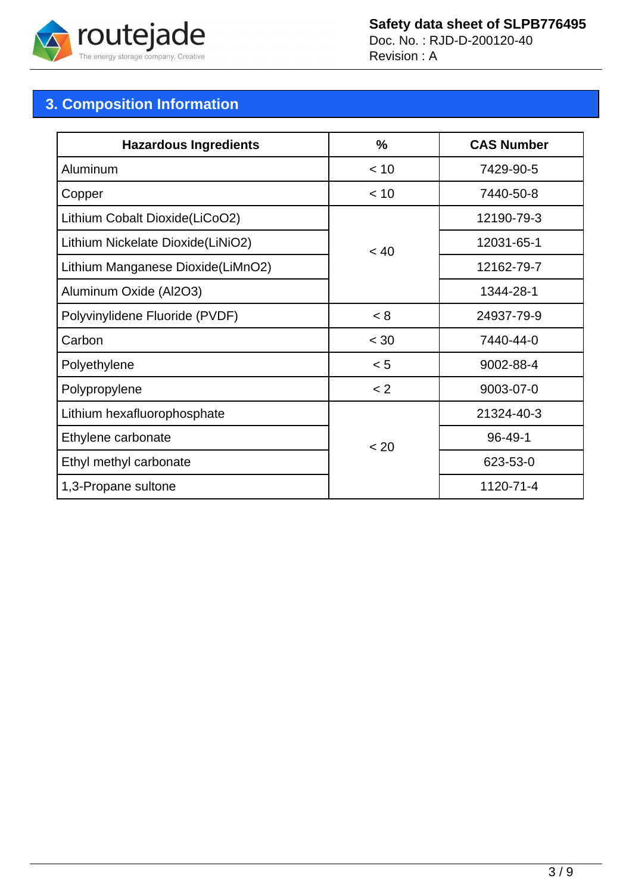## 3. Composition Information

| Hazardous Ingredients | % | CAS Number |
|---|---|---|
| Aluminum | < 10 | 7429-90-5 |
| Copper | < 10 | 7440-50-8 |
| Lithium Cobalt Dioxide($LiCoO_2$) | < 40 | 12190-79-3 |
| Lithium Nickelate Dioxide($LiNiO_2$) | | 12031-65-1 |
| Lithium Manganese Dioxide($LiMnO_2$) | | 12162-79-7 |
| Aluminum Oxide ($Al_2O_3$) | | 1344-28-1 |
| Polyvinylidene Fluoride (PVDF) | < 8 | 24937-79-9 |
| Carbon | < 30 | 7440-44-0 |
| Polyethylene | < 5 | 9002-88-4 |
| Polypropylene | < 2 | 9003-07-0 |
| Lithium hexafluorophosphate | < 20 | 21324-40-3 |
| Ethylene carbonate | | 96-49-1 |
| Ethyl methyl carbonate | | 623-53-0 |
| 1,3-Propane sultone | | 1120-71-4 |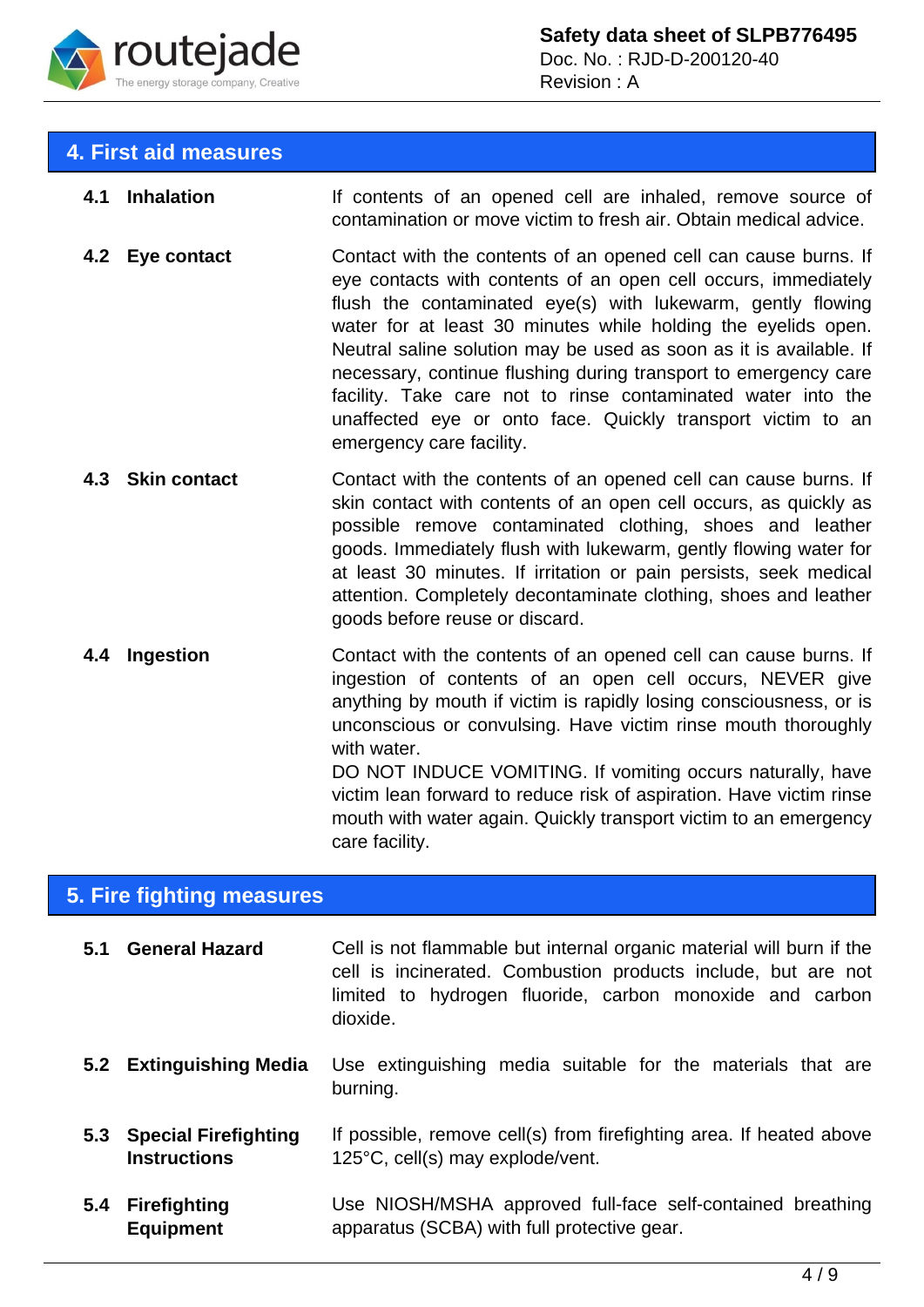## 4. First aid measures

| | |
|---|---|
| **4.1 Inhalation** | If contents of an opened cell are inhaled, remove source of contamination or move victim to fresh air. Obtain medical advice. |
| **4.2 Eye contact** | Contact with the contents of an opened cell can cause burns. If eye contacts with contents of an open cell occurs, immediately flush the contaminated eye(s) with lukewarm, gently flowing water for at least 30 minutes while holding the eyelids open. Neutral saline solution may be used as soon as it is available. If necessary, continue flushing during transport to emergency care facility. Take care not to rinse contaminated water into the unaffected eye or onto face. Quickly transport victim to an emergency care facility. |
| **4.3 Skin contact** | Contact with the contents of an opened cell can cause burns. If skin contact with contents of an open cell occurs, as quickly as possible remove contaminated clothing, shoes and leather goods. Immediately flush with lukewarm, gently flowing water for at least 30 minutes. If irritation or pain persists, seek medical attention. Completely decontaminate clothing, shoes and leather goods before reuse or discard. |
| **4.4 Ingestion** | Contact with the contents of an opened cell can cause burns. If ingestion of contents of an open cell occurs, NEVER give anything by mouth if victim is rapidly losing consciousness, or is unconscious or convulsing. Have victim rinse mouth thoroughly with water.<br>DO NOT INDUCE VOMITING. If vomiting occurs naturally, have victim lean forward to reduce risk of aspiration. Have victim rinse mouth with water again. Quickly transport victim to an emergency care facility. |

## 5. Fire fighting measures

| | |
|---|---|
| **5.1 General Hazard** | Cell is not flammable but internal organic material will burn if the cell is incinerated. Combustion products include, but are not limited to hydrogen fluoride, carbon monoxide and carbon dioxide. |
| **5.2 Extinguishing Media** | Use extinguishing media suitable for the materials that are burning. |
| **5.3 Special Firefighting Instructions** | If possible, remove cell(s) from firefighting area. If heated above 125°C, cell(s) may explode/vent. |
| **5.4 Firefighting Equipment** | Use NIOSH/MSHA approved full-face self-contained breathing apparatus (SCBA) with full protective gear. |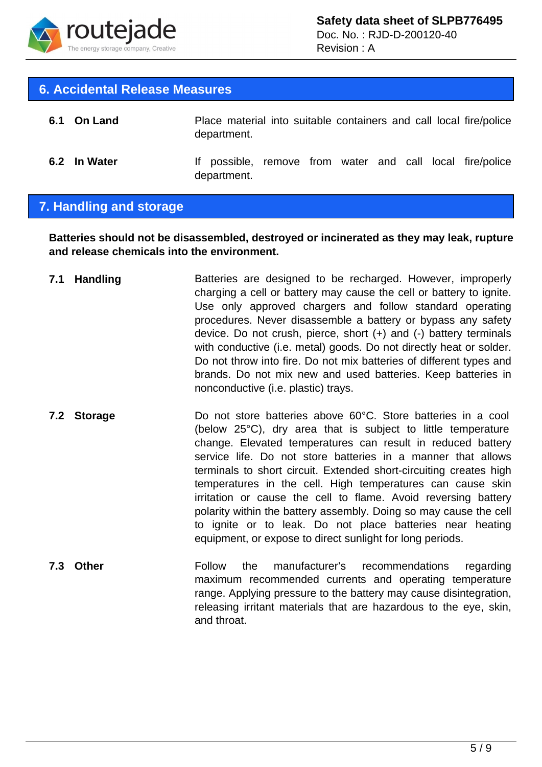## 6. Accidental Release Measures

**6.1 On Land**

Place material into suitable containers and call local fire/police department.

**6.2 In Water**

If possible, remove from water and call local fire/police department.

## 7. Handling and storage

**Batteries should not be disassembled, destroyed or incinerated as they may leak, rupture and release chemicals into the environment.**

**7.1 Handling**

Batteries are designed to be recharged. However, improperly charging a cell or battery may cause the cell or battery to ignite. Use only approved chargers and follow standard operating procedures. Never disassemble a battery or bypass any safety device. Do not crush, pierce, short (+) and (-) battery terminals with conductive (i.e. metal) goods. Do not directly heat or solder. Do not throw into fire. Do not mix batteries of different types and brands. Do not mix new and used batteries. Keep batteries in nonconductive (i.e. plastic) trays.

**7.2 Storage**

Do not store batteries above 60°C. Store batteries in a cool (below 25°C), dry area that is subject to little temperature change. Elevated temperatures can result in reduced battery service life. Do not store batteries in a manner that allows terminals to short circuit. Extended short-circuiting creates high temperatures in the cell. High temperatures can cause skin irritation or cause the cell to flame. Avoid reversing battery polarity within the battery assembly. Doing so may cause the cell to ignite or to leak. Do not place batteries near heating equipment, or expose to direct sunlight for long periods.

**7.3 Other**

Follow the manufacturer's recommendations regarding maximum recommended currents and operating temperature range. Applying pressure to the battery may cause disintegration, releasing irritant materials that are hazardous to the eye, skin, and throat.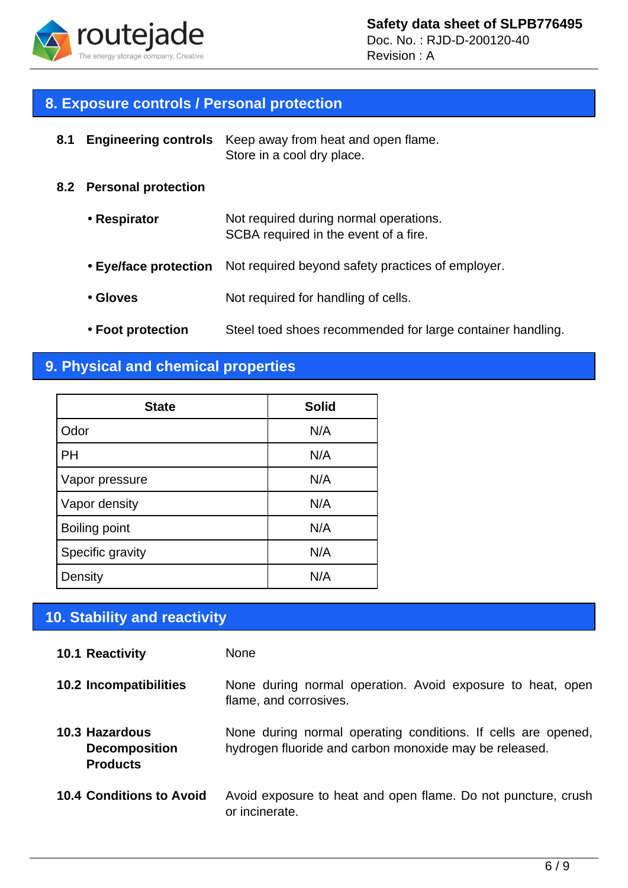## 8. Exposure controls / Personal protection

**8.1 Engineering controls** Keep away from heat and open flame.
Store in a cool dry place.

**8.2 Personal protection**

- **Respirator** Not required during normal operations.
SCBA required in the event of a fire.
- **Eye/face protection** Not required beyond safety practices of employer.
- **Gloves** Not required for handling of cells.
- **Foot protection** Steel toed shoes recommended for large container handling.

## 9. Physical and chemical properties

| State | Solid |
| --- | --- |
| Odor | N/A |
| PH | N/A |
| Vapor pressure | N/A |
| Vapor density | N/A |
| Boiling point | N/A |
| Specific gravity | N/A |
| Density | N/A |

## 10. Stability and reactivity

**10.1 Reactivity** None

**10.2 Incompatibilities** None during normal operation. Avoid exposure to heat, open flame, and corrosives.

**10.3 Hazardous Decomposition Products** None during normal operating conditions. If cells are opened, hydrogen fluoride and carbon monoxide may be released.

**10.4 Conditions to Avoid** Avoid exposure to heat and open flame. Do not puncture, crush or incinerate.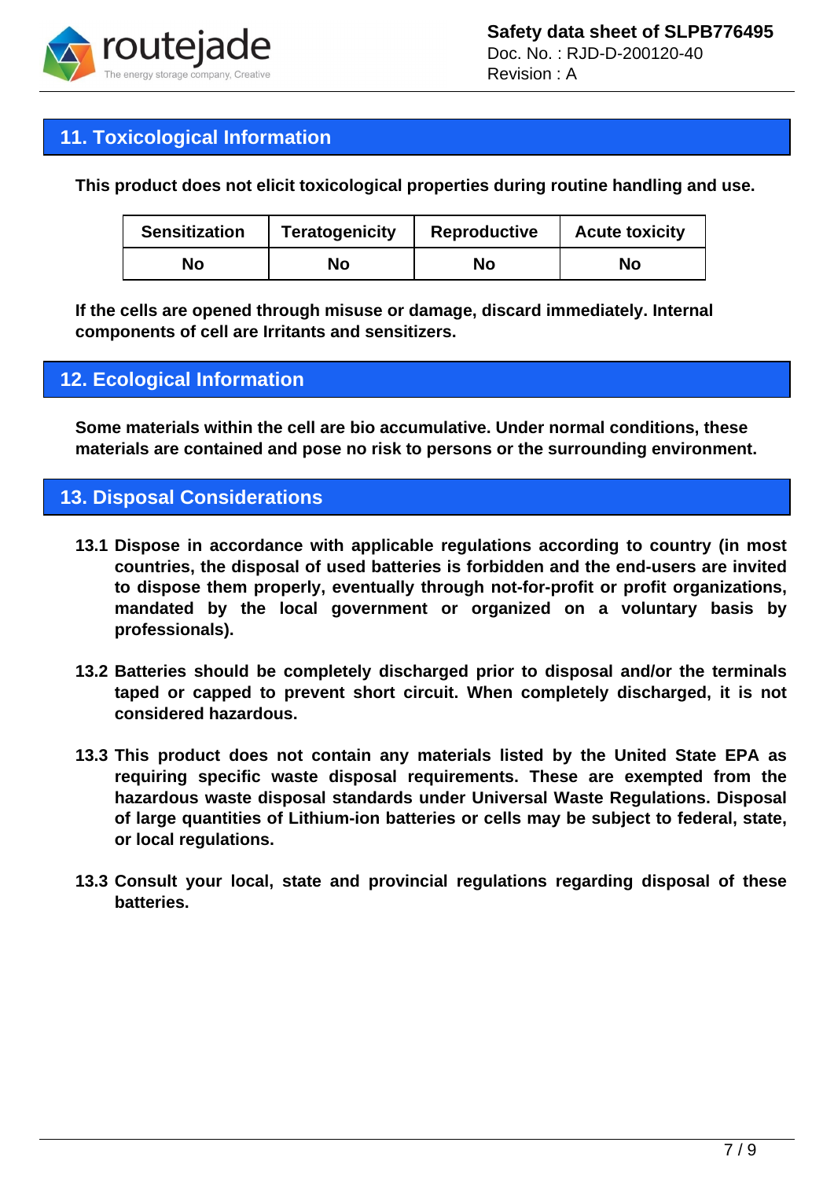## 11. Toxicological Information

**This product does not elicit toxicological properties during routine handling and use.**

| Sensitization | Teratogenicity | Reproductive | Acute toxicity |
|---|---|---|---|
| No | No | No | No |

**If the cells are opened through misuse or damage, discard immediately. Internal components of cell are Irritants and sensitizers.**

## 12. Ecological Information

**Some materials within the cell are bio accumulative. Under normal conditions, these materials are contained and pose no risk to persons or the surrounding environment.**

## 13. Disposal Considerations

**13.1 Dispose in accordance with applicable regulations according to country (in most countries, the disposal of used batteries is forbidden and the end-users are invited to dispose them properly, eventually through not-for-profit or profit organizations, mandated by the local government or organized on a voluntary basis by professionals).**

**13.2 Batteries should be completely discharged prior to disposal and/or the terminals taped or capped to prevent short circuit. When completely discharged, it is not considered hazardous.**

**13.3 This product does not contain any materials listed by the United State EPA as requiring specific waste disposal requirements. These are exempted from the hazardous waste disposal standards under Universal Waste Regulations. Disposal of large quantities of Lithium-ion batteries or cells may be subject to federal, state, or local regulations.**

**13.3 Consult your local, state and provincial regulations regarding disposal of these batteries.**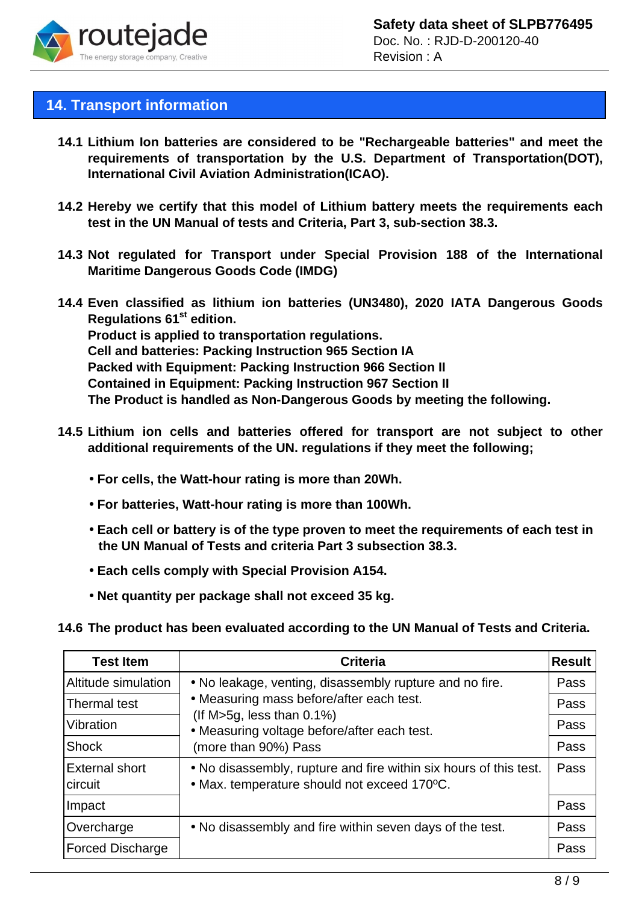## 14. Transport information

**14.1 Lithium Ion batteries are considered to be "Rechargeable batteries" and meet the requirements of transportation by the U.S. Department of Transportation(DOT), International Civil Aviation Administration(ICAO).**

**14.2 Hereby we certify that this model of Lithium battery meets the requirements each test in the UN Manual of tests and Criteria, Part 3, sub-section 38.3.**

**14.3 Not regulated for Transport under Special Provision 188 of the International Maritime Dangerous Goods Code (IMDG)**

**14.4 Even classified as lithium ion batteries (UN3480), 2020 IATA Dangerous Goods Regulations 61st edition.**
**Product is applied to transportation regulations.**
**Cell and batteries: Packing Instruction 965 Section IA**
**Packed with Equipment: Packing Instruction 966 Section II**
**Contained in Equipment: Packing Instruction 967 Section II**
**The Product is handled as Non-Dangerous Goods by meeting the following.**

**14.5 Lithium ion cells and batteries offered for transport are not subject to other additional requirements of the UN. regulations if they meet the following;**

- **For cells, the Watt-hour rating is more than 20Wh.**
- **For batteries, Watt-hour rating is more than 100Wh.**
- **Each cell or battery is of the type proven to meet the requirements of each test in the UN Manual of Tests and criteria Part 3 subsection 38.3.**
- **Each cells comply with Special Provision A154.**
- **Net quantity per package shall not exceed 35 kg.**

**14.6 The product has been evaluated according to the UN Manual of Tests and Criteria.**

| Test Item | Criteria | Result |
|---|---|---|
| Altitude simulation | • No leakage, venting, disassembly rupture and no fire.<br>• Measuring mass before/after each test.<br>(If M>5g, less than 0.1%)<br>• Measuring voltage before/after each test.<br>(more than 90%) Pass | Pass |
| Thermal test | | Pass |
| Vibration | | Pass |
| Shock | | Pass |
| External short circuit | • No disassembly, rupture and fire within six hours of this test.<br>• Max. temperature should not exceed 170ºC. | Pass |
| Impact | | Pass |
| Overcharge | • No disassembly and fire within seven days of the test. | Pass |
| Forced Discharge | | Pass |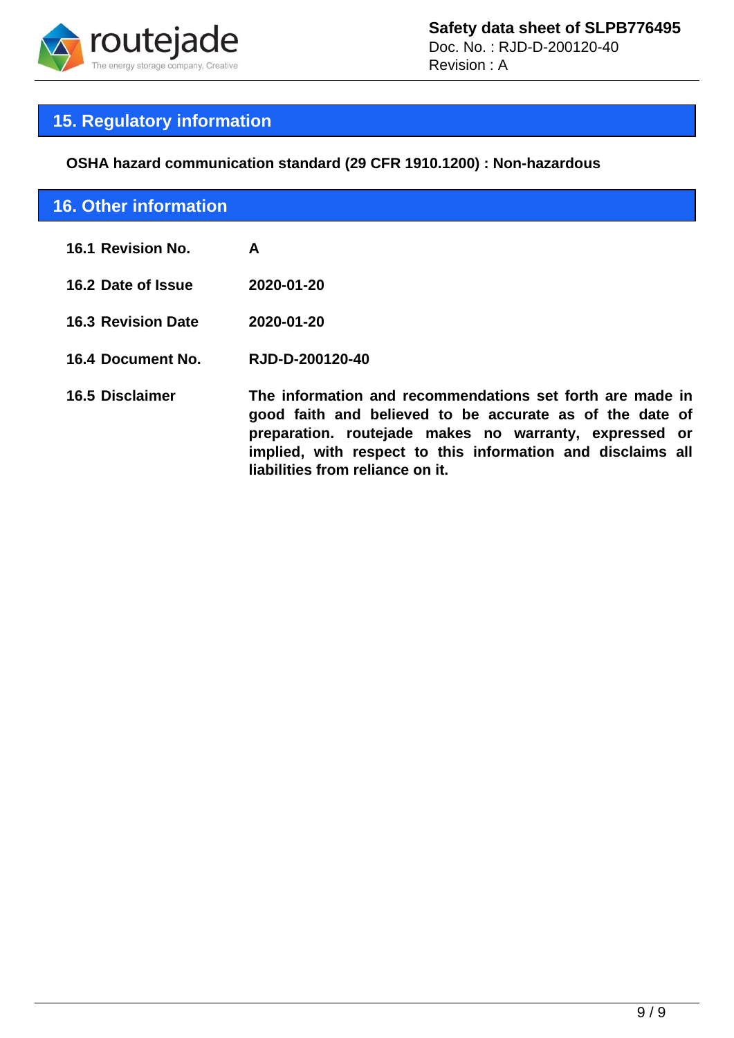## 15. Regulatory information

**OSHA hazard communication standard (29 CFR 1910.1200) : Non-hazardous**

## 16. Other information

| | |
|---|---|
| **16.1 Revision No.** | **A** |
| **16.2 Date of Issue** | **2020-01-20** |
| **16.3 Revision Date** | **2020-01-20** |
| **16.4 Document No.** | **RJD-D-200120-40** |
| **16.5 Disclaimer** | **The information and recommendations set forth are made in good faith and believed to be accurate as of the date of preparation. routejade makes no warranty, expressed or implied, with respect to this information and disclaims all liabilities from reliance on it.** |